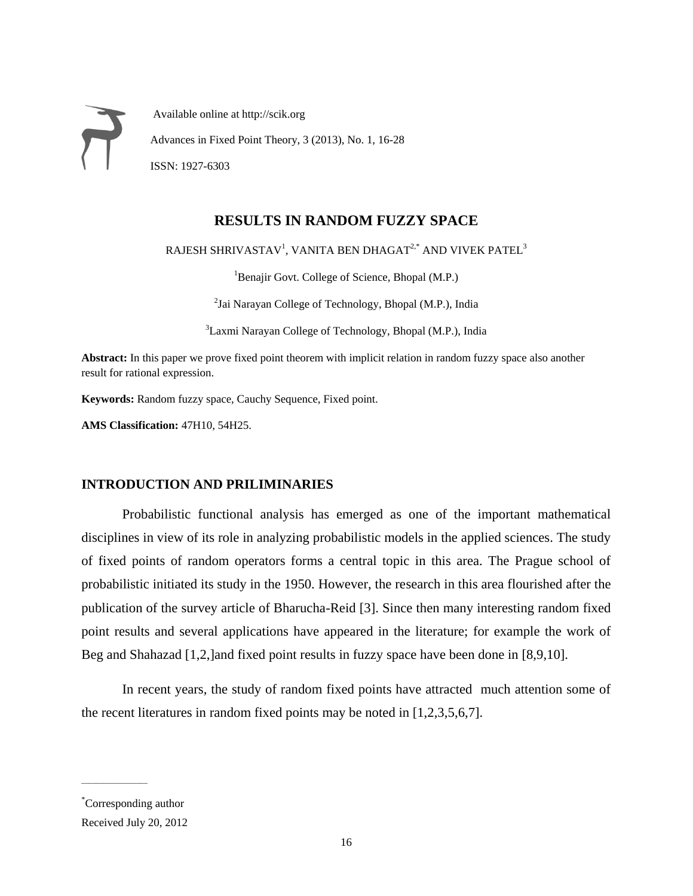# RESULTS IN RANDOM FUZZY SPACE

RAJESH SHRIVASTAV[1], VANITA BEN DHAGAT[2,*] AND VIVEK PATEL[3]

[1]Benajir Govt. College of Science, Bhopal (M.P.)

[2]Jai Narayan College of Technology, Bhopal (M.P.), India

[3]Laxmi Narayan College of Technology, Bhopal (M.P.), India

**Abstract:** In this paper we prove fixed point theorem with implicit relation in random fuzzy space also another result for rational expression.

**Keywords:** Random fuzzy space, Cauchy Sequence, Fixed point.

**AMS Classification:** 47H10, 54H25.

## INTRODUCTION AND PRILIMINARIES

Probabilistic functional analysis has emerged as one of the important mathematical disciplines in view of its role in analyzing probabilistic models in the applied sciences. The study of fixed points of random operators forms a central topic in this area. The Prague school of probabilistic initiated its study in the 1950. However, the research in this area flourished after the publication of the survey article of Bharucha-Reid [3]. Since then many interesting random fixed point results and several applications have appeared in the literature; for example the work of Beg and Shahazad [1,2,]and fixed point results in fuzzy space have been done in [8,9,10].

In recent years, the study of random fixed points have attracted much attention some of the recent literatures in random fixed points may be noted in [1,2,3,5,6,7].

---

*Corresponding author

Received July 20, 2012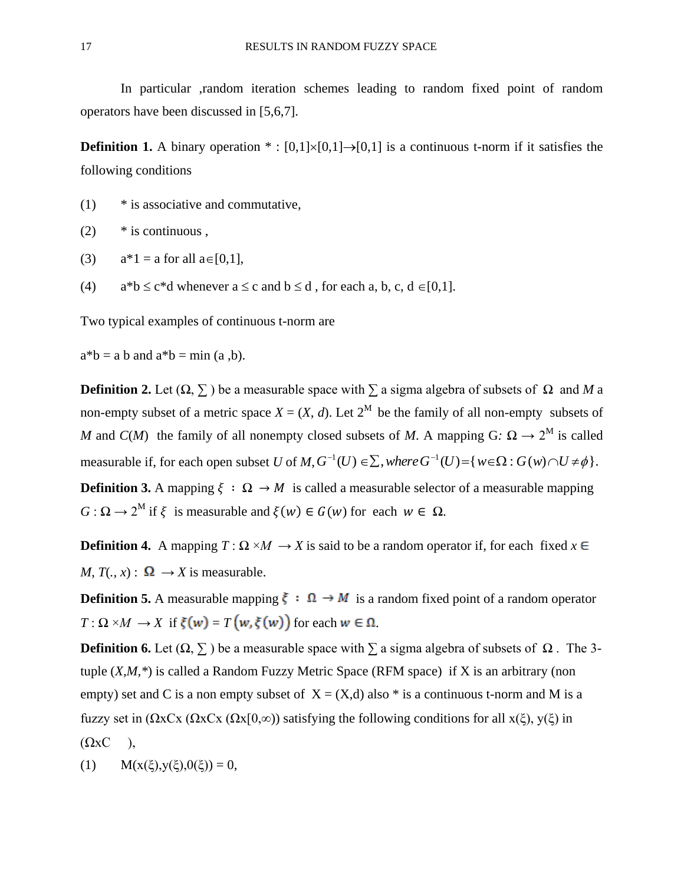In particular ,random iteration schemes leading to random fixed point of random operators have been discussed in [5,6,7].

**Definition 1.** A binary operation * : $[0,1]\times[0,1]\to[0,1]$ is a continuous t-norm if it satisfies the following conditions

(1) * is associative and commutative,

(2) * is continuous ,

(3) $a*1 = a$ for all $a\in[0,1]$,

(4) $a*b \le c*d$ whenever $a \le c$ and $b \le d$ , for each a, b, c, d $\in[0,1]$.

Two typical examples of continuous t-norm are

$a*b = a\, b$ and $a*b = \min(a ,b)$.

**Definition 2.** Let $(\Omega, \sum)$ be a measurable space with $\sum$ a sigma algebra of subsets of $\Omega$ and $M$ a non-empty subset of a metric space $X = (X, d)$. Let $2^M$ be the family of all non-empty subsets of $M$ and $C(M)$ the family of all nonempty closed subsets of $M$. A mapping $G: \Omega \to 2^M$ is called measurable if, for each open subset $U$ of $M, G^{-1}(U) \in\sum, where\, G^{-1}(U)=\{w\in\Omega : G(w)\cap U \neq \phi\}$.

**Definition 3.** A mapping $\xi : \Omega \to M$ is called a measurable selector of a measurable mapping $G : \Omega \to 2^M$ if $\xi$ is measurable and $\xi(w) \in G(w)$ for each $w \in \Omega$.

**Definition 4.** A mapping $T : \Omega \times M \to X$ is said to be a random operator if, for each fixed $x \in M$, $T(., x) : \Omega \to X$ is measurable.

**Definition 5.** A measurable mapping $\xi : \Omega \to M$ is a random fixed point of a random operator $T : \Omega \times M \to X$ if $\xi(w) = T(w, \xi(w))$ for each $w \in \Omega$.

**Definition 6.** Let $(\Omega, \sum)$ be a measurable space with $\sum$ a sigma algebra of subsets of $\Omega$ . The 3-tuple $(X,M,*)$ is called a Random Fuzzy Metric Space (RFM space) if X is an arbitrary (non empty) set and C is a non empty subset of $X = (X,d)$ also * is a continuous t-norm and M is a fuzzy set in (ΩxCx (ΩxCx (Ωx$[0,\infty)$) satisfying the following conditions for all $x(\xi)$, $y(\xi)$ in (ΩxC ),

(1) $M(x(\xi),y(\xi),0(\xi)) = 0$,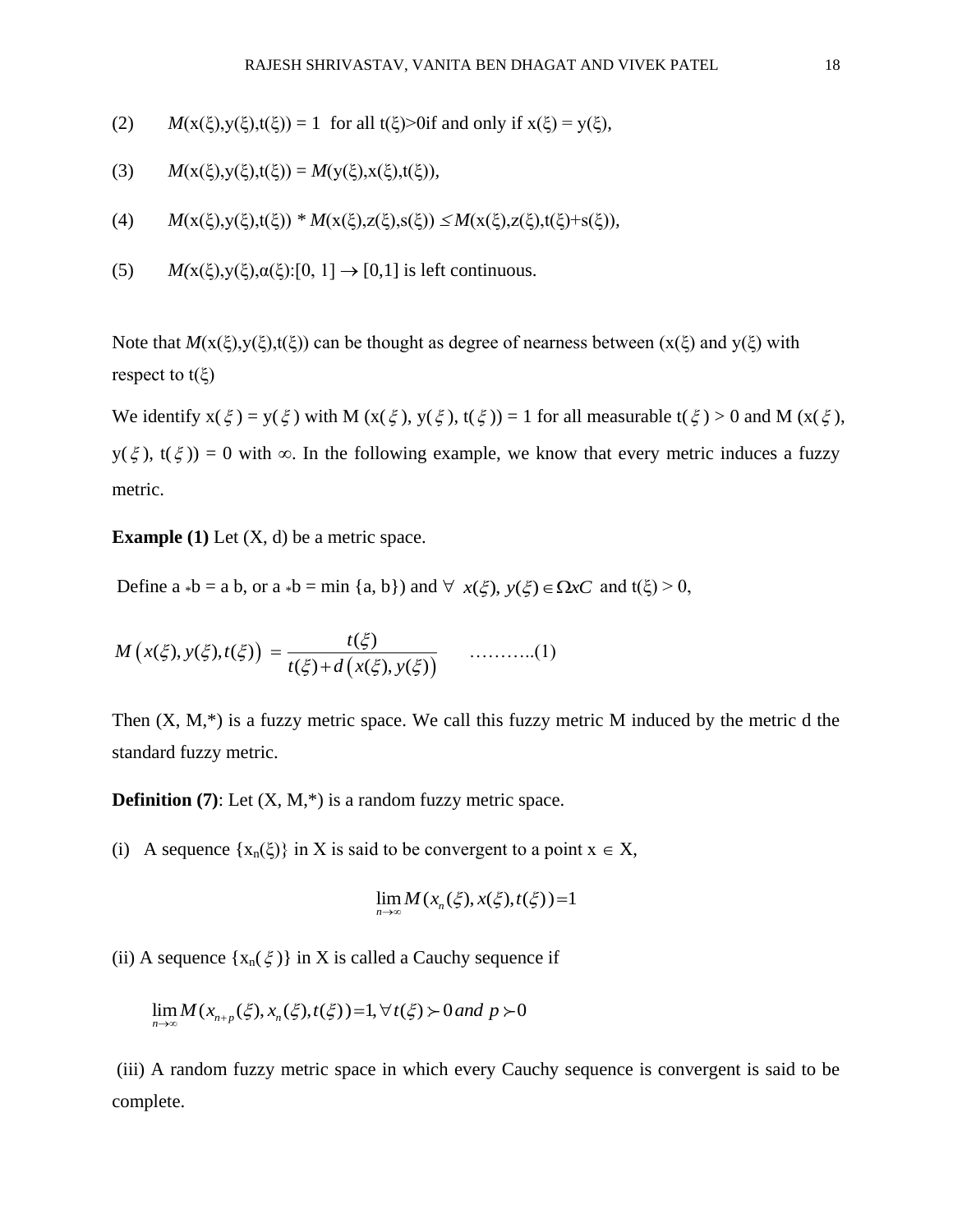(2) $M(x(\xi),y(\xi),t(\xi)) = 1$ for all $t(\xi)>0$ if and only if $x(\xi) = y(\xi)$,

(3) $M(x(\xi),y(\xi),t(\xi)) = M(y(\xi),x(\xi),t(\xi))$,

(4) $M(x(\xi),y(\xi),t(\xi)) * M(x(\xi),z(\xi),s(\xi)) \leq M(x(\xi),z(\xi),t(\xi)+s(\xi))$,

(5) $M(x(\xi),y(\xi),\alpha(\xi)):[0, 1] \rightarrow [0,1]$ is left continuous.

Note that $M(x(\xi),y(\xi),t(\xi))$ can be thought as degree of nearness between $(x(\xi)$ and $y(\xi)$ with respect to $t(\xi)$

We identify $x(\xi) = y(\xi)$ with $M(x(\xi), y(\xi), t(\xi)) = 1$ for all measurable $t(\xi) > 0$ and $M(x(\xi), y(\xi), t(\xi)) = 0$ with $\infty$. In the following example, we know that every metric induces a fuzzy metric.

**Example (1)** Let (X, d) be a metric space.

Define $a * b = a b$, or $a * b = \min\{a, b\}$) and $\forall\ x(\xi), y(\xi) \in \Omega x C$ and $t(\xi) > 0$,

$$M\left(x(\xi), y(\xi), t(\xi)\right) = \frac{t(\xi)}{t(\xi)+d\left(x(\xi), y(\xi)\right)} \qquad \text{………..(1)}$$

Then (X, M,*) is a fuzzy metric space. We call this fuzzy metric M induced by the metric d the standard fuzzy metric.

**Definition (7)**: Let (X, M,*) is a random fuzzy metric space.

(i) A sequence $\{x_n(\xi)\}$ in X is said to be convergent to a point $x \in X$,

$$\lim_{n\to\infty} M(x_n(\xi), x(\xi), t(\xi)) = 1$$

(ii) A sequence $\{x_n(\xi)\}$ in X is called a Cauchy sequence if

$$\lim_{n\to\infty} M(x_{n+p}(\xi), x_n(\xi), t(\xi)) = 1, \forall\, t(\xi) \succ 0 \ and\ p \succ 0$$

(iii) A random fuzzy metric space in which every Cauchy sequence is convergent is said to be complete.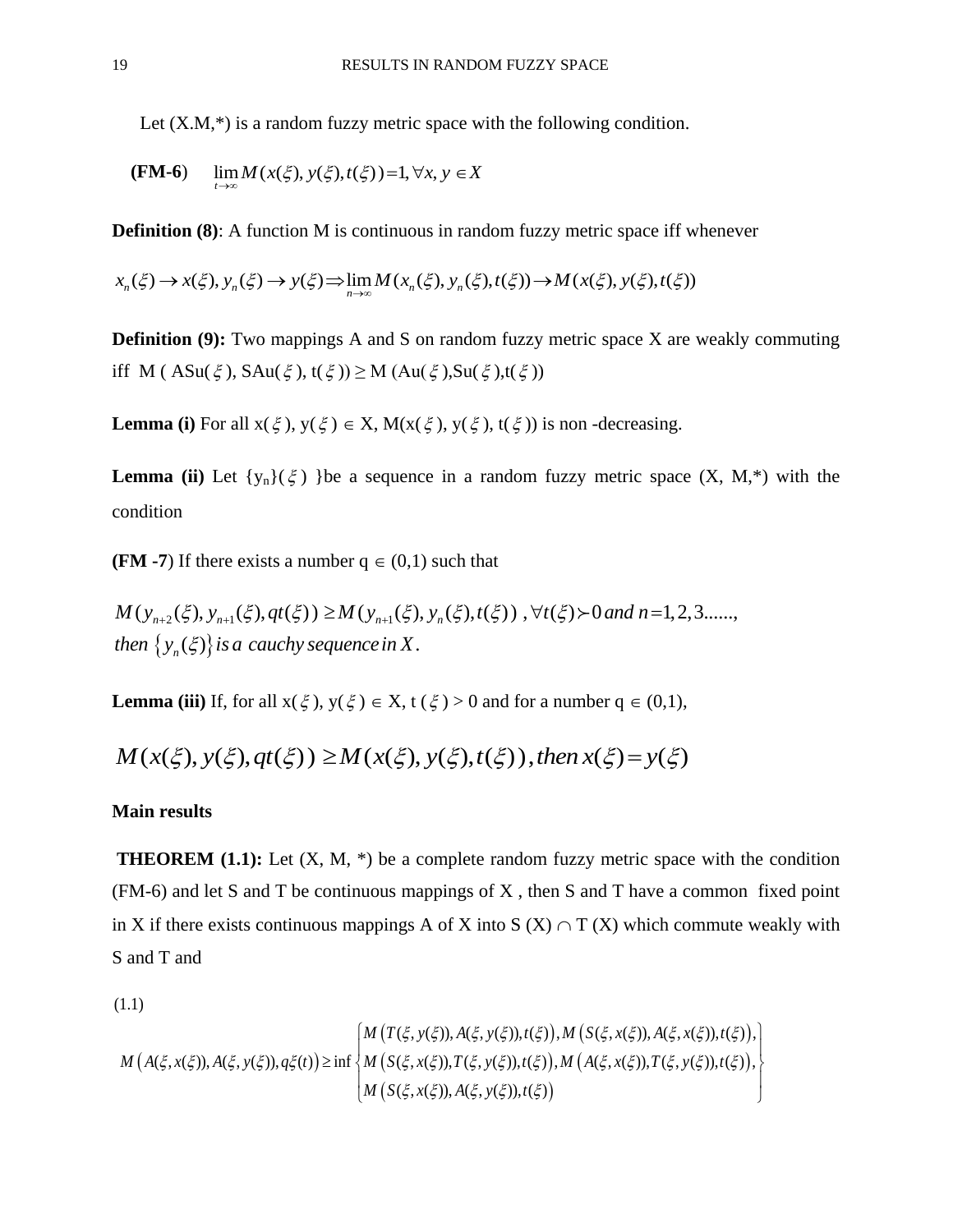Let (X.M,*) is a random fuzzy metric space with the following condition.

**(FM-6)** $\lim_{t \to \infty} M(x(\xi), y(\xi), t(\xi)) = 1, \forall x, y \in X$

**Definition (8)**: A function M is continuous in random fuzzy metric space iff whenever

$$x_n(\xi) \to x(\xi), y_n(\xi) \to y(\xi) \Rightarrow \lim_{n \to \infty} M(x_n(\xi), y_n(\xi), t(\xi)) \to M(x(\xi), y(\xi), t(\xi))$$

**Definition (9):** Two mappings A and S on random fuzzy metric space X are weakly commuting iff M ( ASu( $\xi$ ), SAu( $\xi$ ), t( $\xi$ )) ≥ M (Au( $\xi$ ),Su( $\xi$ ),t( $\xi$ ))

**Lemma (i)** For all x( $\xi$ ), y( $\xi$ ) $\in$ X, M(x( $\xi$ ), y( $\xi$ ), t( $\xi$ )) is non -decreasing.

**Lemma (ii)** Let {y$_n$}( $\xi$ ) }be a sequence in a random fuzzy metric space (X, M,*) with the condition

**(FM -7)** If there exists a number q $\in$ (0,1) such that

$$M(y_{n+2}(\xi), y_{n+1}(\xi), qt(\xi)) \geq M(y_{n+1}(\xi), y_n(\xi), t(\xi)) \ , \forall t(\xi) \succ 0 \ and \ n = 1, 2, 3......,$$
$$then \ \{y_n(\xi)\} \ is \ a \ cauchy \ sequence \ in \ X.$$

**Lemma (iii)** If, for all x( $\xi$ ), y( $\xi$ ) $\in$ X, t ( $\xi$ ) > 0 and for a number q $\in$ (0,1),

$$M(x(\xi), y(\xi), qt(\xi)) \geq M(x(\xi), y(\xi), t(\xi)), then \ x(\xi) = y(\xi)$$

**Main results**

**THEOREM (1.1):** Let (X, M, *) be a complete random fuzzy metric space with the condition (FM-6) and let S and T be continuous mappings of X , then S and T have a common fixed point in X if there exists continuous mappings A of X into S (X) $\cap$ T (X) which commute weakly with S and T and

(1.1)

$$M\left(A(\xi, x(\xi)), A(\xi, y(\xi)), q\xi(t)\right) \geq \inf \left\{ \begin{array}{l} M\left(T(\xi, y(\xi)), A(\xi, y(\xi)), t(\xi)\right), M\left(S(\xi, x(\xi)), A(\xi, x(\xi)), t(\xi)\right), \\ M\left(S(\xi, x(\xi)), T(\xi, y(\xi)), t(\xi)\right), M\left(A(\xi, x(\xi)), T(\xi, y(\xi)), t(\xi)\right), \\ M\left(S(\xi, x(\xi)), A(\xi, y(\xi)), t(\xi)\right) \end{array} \right\}$$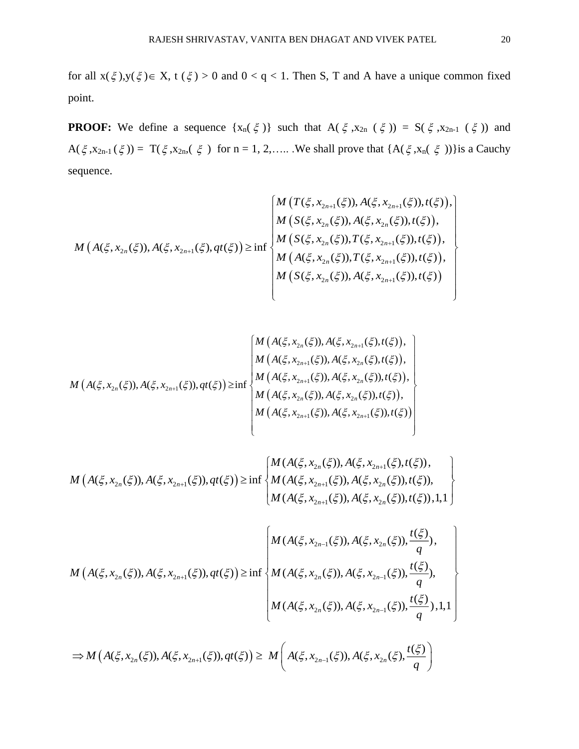for all $x(\xi), y(\xi) \in X$, $t(\xi) > 0$ and $0 < q < 1$. Then S, T and A have a unique common fixed point.

**PROOF:** We define a sequence $\{x_n(\xi)\}$ such that $A(\xi, x_{2n}(\xi)) = S(\xi, x_{2n-1}(\xi))$ and $A(\xi, x_{2n-1}(\xi)) = T(\xi, x_{2n}, (\xi)$ for n = 1, 2,….. .We shall prove that $\{A(\xi, x_n(\xi))\}$is a Cauchy sequence.

$$
M\left(A(\xi,x_{2n}(\xi)),A(\xi,x_{2n+1}(\xi),qt(\xi)\right) \geq \inf \begin{Bmatrix} M\left(T(\xi,x_{2n+1}(\xi)),A(\xi,x_{2n+1}(\xi)),t(\xi)\right), \\ M\left(S(\xi,x_{2n}(\xi)),A(\xi,x_{2n}(\xi)),t(\xi)\right), \\ M\left(S(\xi,x_{2n}(\xi)),T(\xi,x_{2n+1}(\xi)),t(\xi)\right), \\ M\left(A(\xi,x_{2n}(\xi)),T(\xi,x_{2n+1}(\xi)),t(\xi)\right), \\ M\left(S(\xi,x_{2n}(\xi)),A(\xi,x_{2n+1}(\xi)),t(\xi)\right) \end{Bmatrix}
$$

$$
M\left(A(\xi,x_{2n}(\xi)),A(\xi,x_{2n+1}(\xi)),qt(\xi)\right) \geq \inf \begin{Bmatrix} M\left(A(\xi,x_{2n}(\xi)),A(\xi,x_{2n+1}(\xi),t(\xi)\right), \\ M\left(A(\xi,x_{2n+1}(\xi)),A(\xi,x_{2n}(\xi),t(\xi)\right), \\ M\left(A(\xi,x_{2n+1}(\xi)),A(\xi,x_{2n}(\xi)),t(\xi)\right), \\ M\left(A(\xi,x_{2n}(\xi)),A(\xi,x_{2n}(\xi)),t(\xi)\right), \\ M\left(A(\xi,x_{2n+1}(\xi)),A(\xi,x_{2n+1}(\xi)),t(\xi)\right) \end{Bmatrix}
$$

$$
M\left(A(\xi,x_{2n}(\xi)),A(\xi,x_{2n+1}(\xi)),qt(\xi)\right) \geq \inf \begin{Bmatrix} M(A(\xi,x_{2n}(\xi)),A(\xi,x_{2n+1}(\xi),t(\xi)), \\ M(A(\xi,x_{2n+1}(\xi)),A(\xi,x_{2n}(\xi)),t(\xi)), \\ M(A(\xi,x_{2n+1}(\xi)),A(\xi,x_{2n}(\xi)),t(\xi)),1,1 \end{Bmatrix}
$$

$$
M\left(A(\xi,x_{2n}(\xi)),A(\xi,x_{2n+1}(\xi)),qt(\xi)\right) \geq \inf \begin{Bmatrix} M(A(\xi,x_{2n-1}(\xi)),A(\xi,x_{2n}(\xi)),\frac{t(\xi)}{q}), \\ M(A(\xi,x_{2n}(\xi)),A(\xi,x_{2n-1}(\xi)),\frac{t(\xi)}{q}), \\ M(A(\xi,x_{2n}(\xi)),A(\xi,x_{2n-1}(\xi)),\frac{t(\xi)}{q}),1,1 \end{Bmatrix}
$$

$$
\Rightarrow M\left(A(\xi,x_{2n}(\xi)),A(\xi,x_{2n+1}(\xi)),qt(\xi)\right) \geq M\left(A(\xi,x_{2n-1}(\xi)),A(\xi,x_{2n}(\xi),\frac{t(\xi)}{q}\right)
$$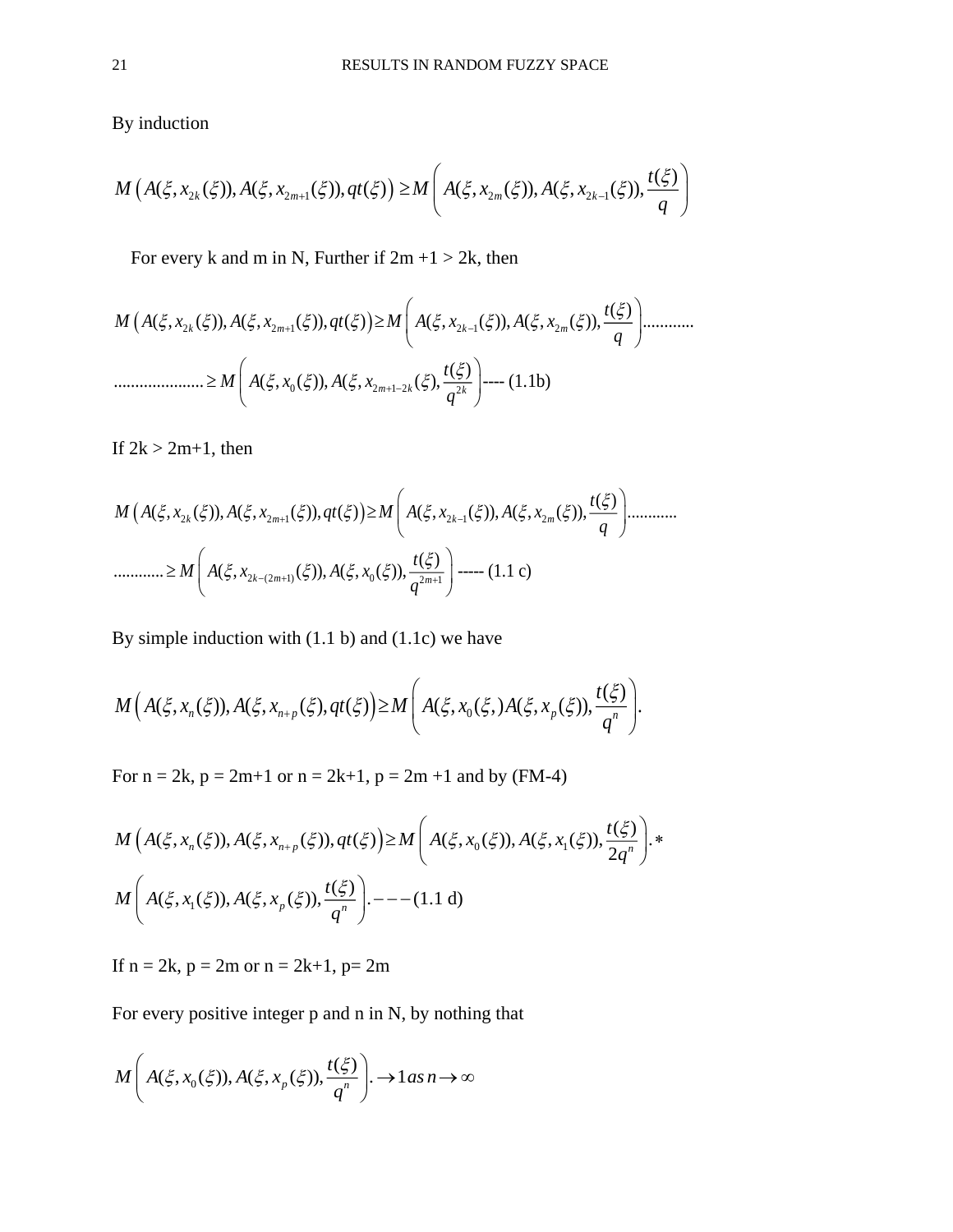By induction

$$M\left(A(\xi, x_{2k}(\xi)), A(\xi, x_{2m+1}(\xi)), qt(\xi)\right) \geq M\left(A(\xi, x_{2m}(\xi)), A(\xi, x_{2k-1}(\xi)), \frac{t(\xi)}{q}\right)$$

For every k and m in N, Further if 2m +1 > 2k, then

$$M\left(A(\xi, x_{2k}(\xi)), A(\xi, x_{2m+1}(\xi)), qt(\xi)\right) \geq M\left(A(\xi, x_{2k-1}(\xi)), A(\xi, x_{2m}(\xi)), \frac{t(\xi)}{q}\right) \ldots\ldots\ldots\ldots$$

$$\ldots\ldots\ldots\ldots\ldots\ldots\ldots \geq M\left(A(\xi, x_0(\xi)), A(\xi, x_{2m+1-2k}(\xi), \frac{t(\xi)}{q^{2k}}\right) \text{---- (1.1b)}$$

If 2k > 2m+1, then

$$M\left(A(\xi, x_{2k}(\xi)), A(\xi, x_{2m+1}(\xi)), qt(\xi)\right) \geq M\left(A(\xi, x_{2k-1}(\xi)), A(\xi, x_{2m}(\xi)), \frac{t(\xi)}{q}\right) \ldots\ldots\ldots\ldots$$

$$\ldots\ldots\ldots\ldots \geq M\left(A(\xi, x_{2k-(2m+1)}(\xi)), A(\xi, x_0(\xi)), \frac{t(\xi)}{q^{2m+1}}\right) \text{----- (1.1 c)}$$

By simple induction with (1.1 b) and (1.1c) we have

$$M\left(A(\xi, x_n(\xi)), A(\xi, x_{n+p}(\xi), qt(\xi)\right) \geq M\left(A(\xi, x_0(\xi,) A(\xi, x_p(\xi)), \frac{t(\xi)}{q^n}\right).$$

For n = 2k, p = 2m+1 or n = 2k+1, p = 2m +1 and by (FM-4)

$$M\left(A(\xi, x_n(\xi)), A(\xi, x_{n+p}(\xi)), qt(\xi)\right) \geq M\left(A(\xi, x_0(\xi)), A(\xi, x_1(\xi)), \frac{t(\xi)}{2q^n}\right) .*$$

$$M\left(A(\xi, x_1(\xi)), A(\xi, x_p(\xi)), \frac{t(\xi)}{q^n}\right) . --- \text{(1.1 d)}$$

If n = 2k, p = 2m or n = 2k+1, p= 2m

For every positive integer p and n in N, by nothing that

$$M\left(A(\xi, x_0(\xi)), A(\xi, x_p(\xi)), \frac{t(\xi)}{q^n}\right) . \to 1 \, as \, n \to \infty$$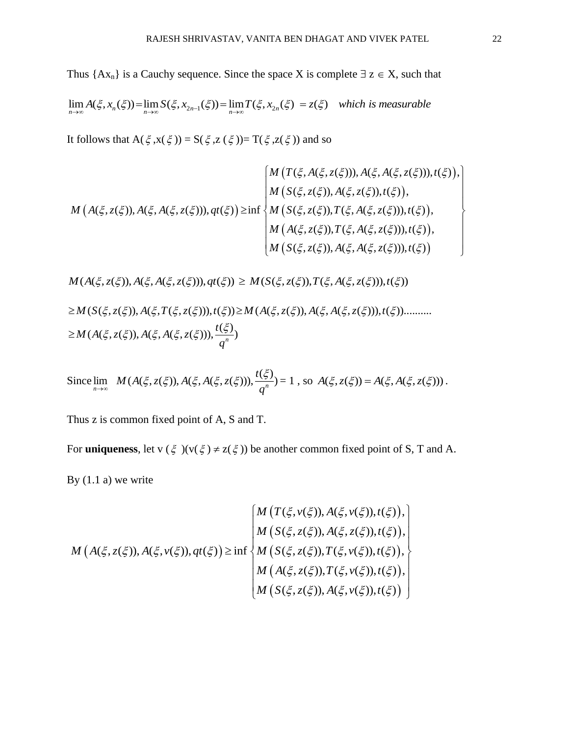Thus $\{Ax_n\}$ is a Cauchy sequence. Since the space X is complete $\exists$ z $\in$ X, such that

$$\lim_{n\to\infty} A(\xi, x_n(\xi)) = \lim_{n\to\infty} S(\xi, x_{2n-1}(\xi)) = \lim_{n\to\infty} T(\xi, x_{2n}(\xi)) = z(\xi) \quad \textit{which is measurable}$$

It follows that A( $\xi$ ,x( $\xi$ )) = S( $\xi$ ,z ( $\xi$ ))= T( $\xi$ ,z( $\xi$ )) and so

$$M\left(A(\xi, z(\xi)), A(\xi, A(\xi, z(\xi))), qt(\xi)\right) \geq \inf \begin{Bmatrix} M\left(T(\xi, A(\xi, z(\xi))), A(\xi, A(\xi, z(\xi))), t(\xi)\right), \\ M\left(S(\xi, z(\xi)), A(\xi, z(\xi)), t(\xi)\right), \\ M\left(S(\xi, z(\xi)), T(\xi, A(\xi, z(\xi))), t(\xi)\right), \\ M\left(A(\xi, z(\xi)), T(\xi, A(\xi, z(\xi))), t(\xi)\right), \\ M\left(S(\xi, z(\xi)), A(\xi, A(\xi, z(\xi))), t(\xi)\right) \end{Bmatrix}$$

$$M(A(\xi, z(\xi)), A(\xi, A(\xi, z(\xi))), qt(\xi)) \geq M(S(\xi, z(\xi)), T(\xi, A(\xi, z(\xi))), t(\xi))$$

$$\geq M(S(\xi, z(\xi)), A(\xi, T(\xi, z(\xi))), t(\xi)) \geq M(A(\xi, z(\xi)), A(\xi, A(\xi, z(\xi))), t(\xi)) \ldots\ldots\ldots\ldots$$
$$\geq M(A(\xi, z(\xi)), A(\xi, A(\xi, z(\xi))), \frac{t(\xi)}{q^n})$$

Since $\lim_{n\to\infty} M(A(\xi, z(\xi)), A(\xi, A(\xi, z(\xi))), \frac{t(\xi)}{q^n}) = 1$ , so $A(\xi, z(\xi)) = A(\xi, A(\xi, z(\xi)))$.

Thus z is common fixed point of A, S and T.

For **uniqueness**, let v ( $\xi$ )(v( $\xi$ ) $\neq$ z( $\xi$ )) be another common fixed point of S, T and A.

By (1.1 a) we write

$$M\left(A(\xi, z(\xi)), A(\xi, v(\xi)), qt(\xi)\right) \geq \inf \begin{Bmatrix} M\left(T(\xi, v(\xi)), A(\xi, v(\xi)), t(\xi)\right), \\ M\left(S(\xi, z(\xi)), A(\xi, z(\xi)), t(\xi)\right), \\ M\left(S(\xi, z(\xi)), T(\xi, v(\xi)), t(\xi)\right), \\ M\left(A(\xi, z(\xi)), T(\xi, v(\xi)), t(\xi)\right), \\ M\left(S(\xi, z(\xi)), A(\xi, v(\xi)), t(\xi)\right) \end{Bmatrix}$$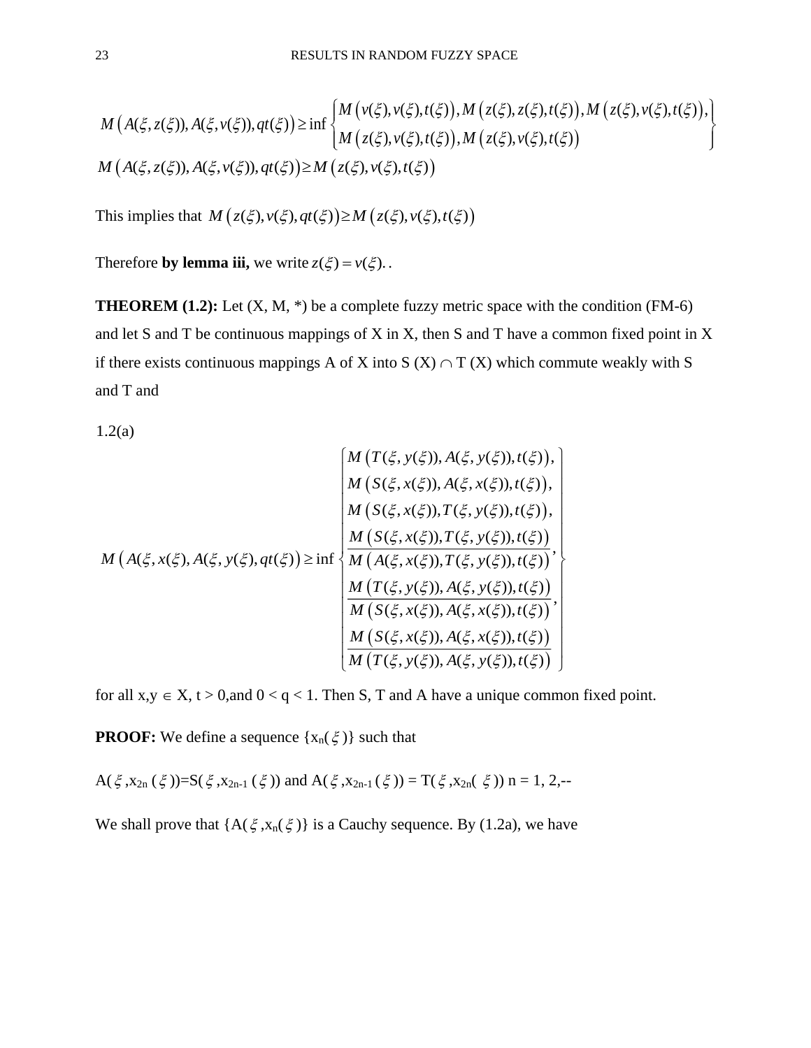$$M\left(A(\xi,z(\xi)),A(\xi,v(\xi)),qt(\xi)\right)\geq \inf\left\{\begin{array}{l} M\left(v(\xi),v(\xi),t(\xi)\right),M\left(z(\xi),z(\xi),t(\xi)\right),M\left(z(\xi),v(\xi),t(\xi)\right),\\ M\left(z(\xi),v(\xi),t(\xi)\right),M\left(z(\xi),v(\xi),t(\xi)\right)\end{array}\right\}$$

$$M\left(A(\xi,z(\xi)),A(\xi,v(\xi)),qt(\xi)\right)\geq M\left(z(\xi),v(\xi),t(\xi)\right)$$

This implies that $M\left(z(\xi),v(\xi),qt(\xi)\right)\geq M\left(z(\xi),v(\xi),t(\xi)\right)$

Therefore **by lemma iii,** we write $z(\xi)=v(\xi)$. .

**THEOREM (1.2):** Let (X, M, *) be a complete fuzzy metric space with the condition (FM-6) and let S and T be continuous mappings of X in X, then S and T have a common fixed point in X if there exists continuous mappings A of X into S (X) $\cap$ T (X) which commute weakly with S and T and

1.2(a)

$$M\left(A(\xi,x(\xi),A(\xi,y(\xi),qt(\xi)\right)\geq \inf\left\{\begin{array}{l} M\left(T(\xi,y(\xi)),A(\xi,y(\xi)),t(\xi)\right),\\ M\left(S(\xi,x(\xi)),A(\xi,x(\xi)),t(\xi)\right),\\ M\left(S(\xi,x(\xi)),T(\xi,y(\xi)),t(\xi)\right),\\ \dfrac{M\left(S(\xi,x(\xi)),T(\xi,y(\xi)),t(\xi)\right)}{M\left(A(\xi,x(\xi)),T(\xi,y(\xi)),t(\xi)\right)},\\ \dfrac{M\left(T(\xi,y(\xi)),A(\xi,y(\xi)),t(\xi)\right)}{M\left(S(\xi,x(\xi)),A(\xi,x(\xi)),t(\xi)\right)},\\ \dfrac{M\left(S(\xi,x(\xi)),A(\xi,x(\xi)),t(\xi)\right)}{M\left(T(\xi,y(\xi)),A(\xi,y(\xi)),t(\xi)\right)}\end{array}\right\}$$

for all x,y $\in$ X, t > 0,and 0 < q < 1. Then S, T and A have a unique common fixed point.

**PROOF:** We define a sequence $\{x_n(\xi)\}$ such that

$A(\xi,x_{2n}(\xi))=S(\xi,x_{2n-1}(\xi))$ and $A(\xi,x_{2n-1}(\xi)) = T(\xi,x_{2n}(\xi))$ n = 1, 2,--

We shall prove that $\{A(\xi,x_n(\xi)\}$ is a Cauchy sequence. By (1.2a), we have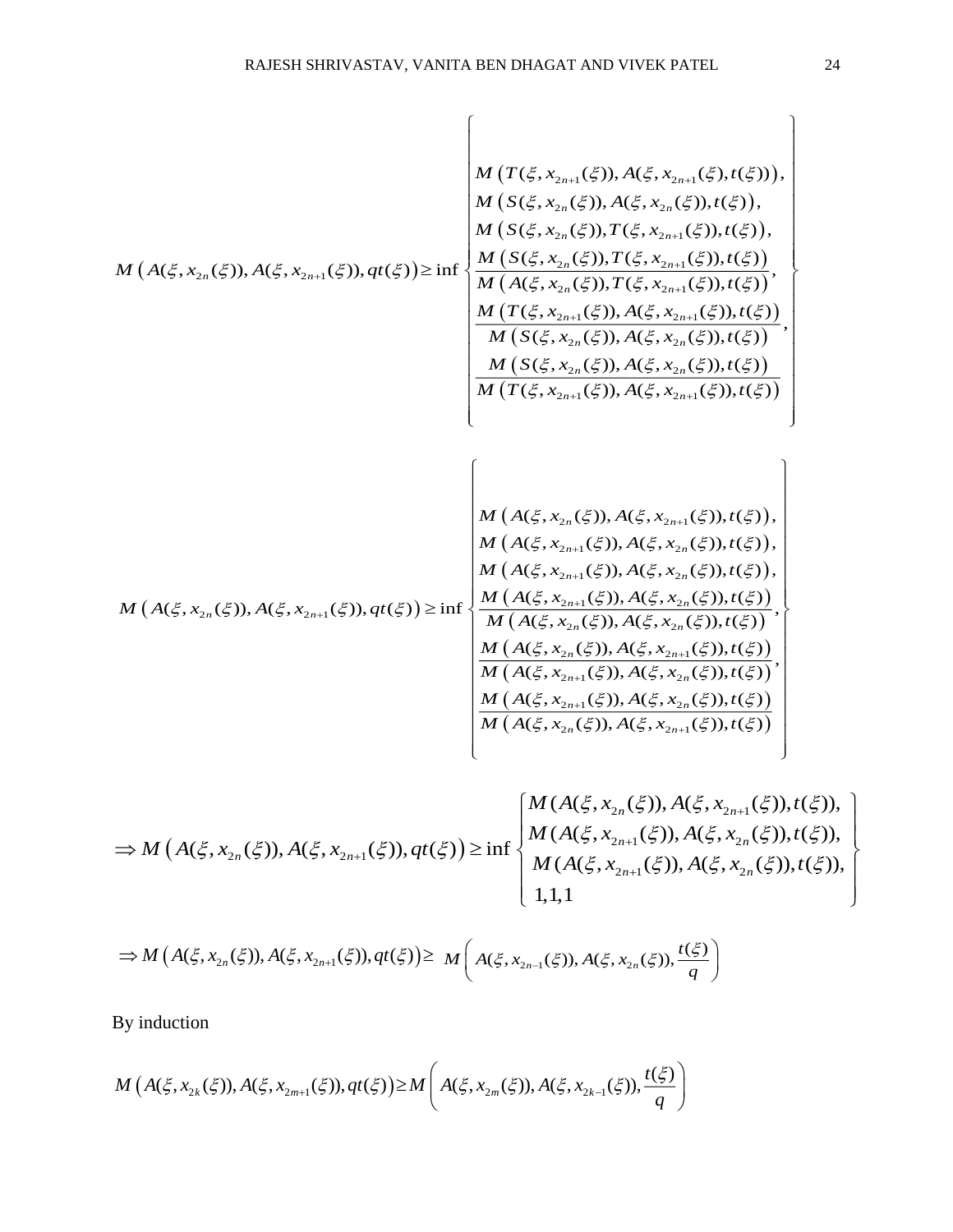$$M\left(A(\xi, x_{2n}(\xi)), A(\xi, x_{2n+1}(\xi)), qt(\xi)\right) \geq \inf \left\{ \begin{array}{l} M\left(T(\xi, x_{2n+1}(\xi)), A(\xi, x_{2n+1}(\xi), t(\xi))\right), \\ M\left(S(\xi, x_{2n}(\xi)), A(\xi, x_{2n}(\xi)), t(\xi)\right), \\ M\left(S(\xi, x_{2n}(\xi)), T(\xi, x_{2n+1}(\xi)), t(\xi)\right), \\ \dfrac{M\left(S(\xi, x_{2n}(\xi)), T(\xi, x_{2n+1}(\xi)), t(\xi)\right)}{M\left(A(\xi, x_{2n}(\xi)), T(\xi, x_{2n+1}(\xi)), t(\xi)\right)}, \\ \dfrac{M\left(T(\xi, x_{2n+1}(\xi)), A(\xi, x_{2n+1}(\xi)), t(\xi)\right)}{M\left(S(\xi, x_{2n}(\xi)), A(\xi, x_{2n}(\xi)), t(\xi)\right)}, \\ \dfrac{M\left(S(\xi, x_{2n}(\xi)), A(\xi, x_{2n}(\xi)), t(\xi)\right)}{M\left(T(\xi, x_{2n+1}(\xi)), A(\xi, x_{2n+1}(\xi)), t(\xi)\right)} \end{array} \right\}$$

$$M\left(A(\xi, x_{2n}(\xi)), A(\xi, x_{2n+1}(\xi)), qt(\xi)\right) \geq \inf \left\{ \begin{array}{l} M\left(A(\xi, x_{2n}(\xi)), A(\xi, x_{2n+1}(\xi)), t(\xi)\right), \\ M\left(A(\xi, x_{2n+1}(\xi)), A(\xi, x_{2n}(\xi)), t(\xi)\right), \\ M\left(A(\xi, x_{2n+1}(\xi)), A(\xi, x_{2n}(\xi)), t(\xi)\right), \\ \dfrac{M\left(A(\xi, x_{2n+1}(\xi)), A(\xi, x_{2n}(\xi)), t(\xi)\right)}{M\left(A(\xi, x_{2n}(\xi)), A(\xi, x_{2n}(\xi)), t(\xi)\right)}, \\ \dfrac{M\left(A(\xi, x_{2n}(\xi)), A(\xi, x_{2n+1}(\xi)), t(\xi)\right)}{M\left(A(\xi, x_{2n+1}(\xi)), A(\xi, x_{2n}(\xi)), t(\xi)\right)}, \\ \dfrac{M\left(A(\xi, x_{2n+1}(\xi)), A(\xi, x_{2n}(\xi)), t(\xi)\right)}{M\left(A(\xi, x_{2n}(\xi)), A(\xi, x_{2n+1}(\xi)), t(\xi)\right)} \end{array} \right\}$$

$$\Rightarrow M\left(A(\xi, x_{2n}(\xi)), A(\xi, x_{2n+1}(\xi)), qt(\xi)\right) \geq \inf \left\{ \begin{array}{l} M(A(\xi, x_{2n}(\xi)), A(\xi, x_{2n+1}(\xi)), t(\xi)), \\ M(A(\xi, x_{2n+1}(\xi)), A(\xi, x_{2n}(\xi)), t(\xi)), \\ M(A(\xi, x_{2n+1}(\xi)), A(\xi, x_{2n}(\xi)), t(\xi)), \\ 1,1,1 \end{array} \right\}$$

$$\Rightarrow M\left(A(\xi, x_{2n}(\xi)), A(\xi, x_{2n+1}(\xi)), qt(\xi)\right) \geq M\left(A(\xi, x_{2n-1}(\xi)), A(\xi, x_{2n}(\xi)), \frac{t(\xi)}{q}\right)$$

By induction

$$M\left(A(\xi, x_{2k}(\xi)), A(\xi, x_{2m+1}(\xi)), qt(\xi)\right) \geq M\left(A(\xi, x_{2m}(\xi)), A(\xi, x_{2k-1}(\xi)), \frac{t(\xi)}{q}\right)$$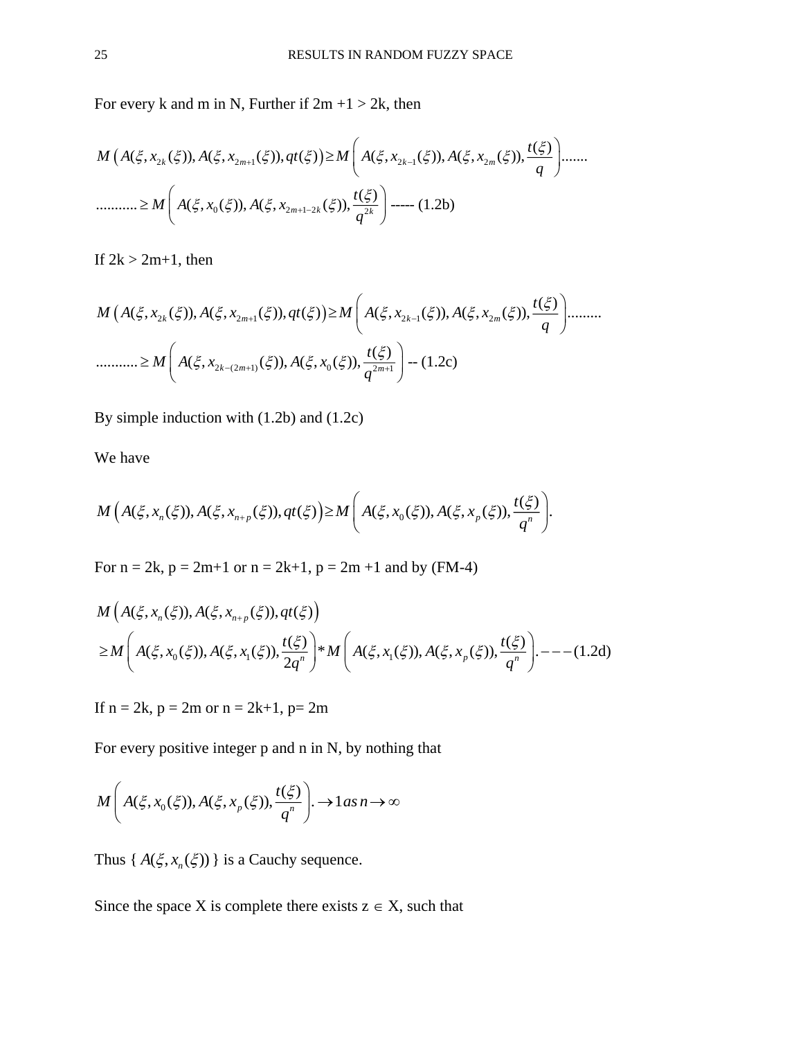For every k and m in N, Further if 2m +1 > 2k, then

$$M\left(A(\xi, x_{2k}(\xi)), A(\xi, x_{2m+1}(\xi)), qt(\xi)\right) \geq M\left(A(\xi, x_{2k-1}(\xi)), A(\xi, x_{2m}(\xi)), \frac{t(\xi)}{q}\right).......$$

$$........... \geq M\left(A(\xi, x_0(\xi)), A(\xi, x_{2m+1-2k}(\xi)), \frac{t(\xi)}{q^{2k}}\right) \text{ ----- (1.2b)}$$

If 2k > 2m+1, then

$$M\left(A(\xi, x_{2k}(\xi)), A(\xi, x_{2m+1}(\xi)), qt(\xi)\right) \geq M\left(A(\xi, x_{2k-1}(\xi)), A(\xi, x_{2m}(\xi)), \frac{t(\xi)}{q}\right).........$$

$$........... \geq M\left(A(\xi, x_{2k-(2m+1)}(\xi)), A(\xi, x_0(\xi)), \frac{t(\xi)}{q^{2m+1}}\right) \text{ -- (1.2c)}$$

By simple induction with (1.2b) and (1.2c)

We have

$$M\left(A(\xi, x_n(\xi)), A(\xi, x_{n+p}(\xi)), qt(\xi)\right) \geq M\left(A(\xi, x_0(\xi)), A(\xi, x_p(\xi)), \frac{t(\xi)}{q^n}\right).$$

For n = 2k, p = 2m+1 or n = 2k+1, p = 2m +1 and by (FM-4)

$$\begin{aligned} &M\left(A(\xi, x_n(\xi)), A(\xi, x_{n+p}(\xi)), qt(\xi)\right) \\ &\geq M\left(A(\xi, x_0(\xi)), A(\xi, x_1(\xi)), \frac{t(\xi)}{2q^n}\right) * M\left(A(\xi, x_1(\xi)), A(\xi, x_p(\xi)), \frac{t(\xi)}{q^n}\right). ---(1.2\text{d}) \end{aligned}$$

If n = 2k, p = 2m or n = 2k+1, p= 2m

For every positive integer p and n in N, by nothing that

$$M\left(A(\xi, x_0(\xi)), A(\xi, x_p(\xi)), \frac{t(\xi)}{q^n}\right). \to 1 \, as \, n \to \infty$$

Thus { $A(\xi, x_n(\xi))$ } is a Cauchy sequence.

Since the space X is complete there exists z $\in$ X, such that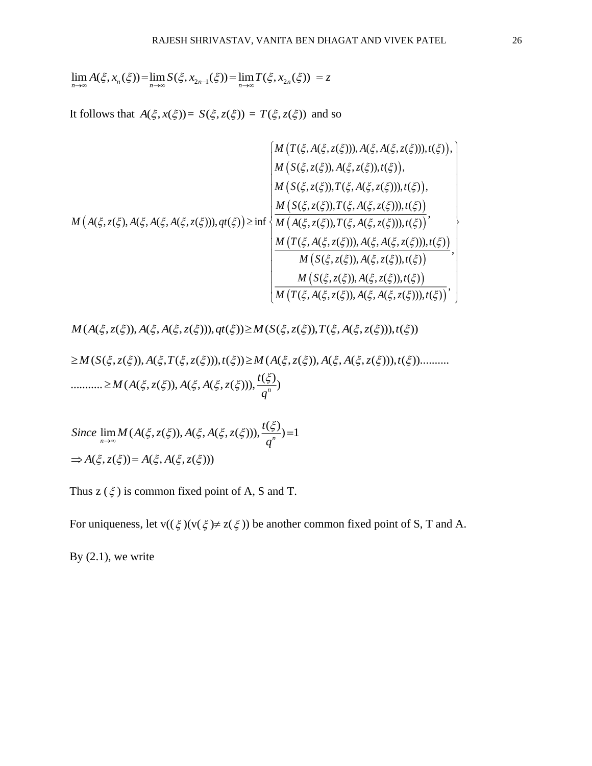$$\lim_{n\to\infty} A(\xi, x_n(\xi)) = \lim_{n\to\infty} S(\xi, x_{2n-1}(\xi)) = \lim_{n\to\infty} T(\xi, x_{2n}(\xi)) \;= z$$

It follows that $A(\xi, x(\xi)) = S(\xi, z(\xi)) \;=\; T(\xi, z(\xi))$ and so

$$M\left(A(\xi, z(\xi), A(\xi, A(\xi, A(\xi, z(\xi))), qt(\xi)\right) \geq \inf \left\{ \begin{array}{l} M\left(T(\xi, A(\xi, z(\xi))), A(\xi, A(\xi, z(\xi))), t(\xi)\right), \\ M\left(S(\xi, z(\xi)), A(\xi, z(\xi)), t(\xi)\right), \\ M\left(S(\xi, z(\xi)), T(\xi, A(\xi, z(\xi))), t(\xi)\right), \\ \dfrac{M\left(S(\xi, z(\xi)), T(\xi, A(\xi, z(\xi))), t(\xi)\right)}{M\left(A(\xi, z(\xi)), T(\xi, A(\xi, z(\xi))), t(\xi)\right)}, \\ \dfrac{M\left(T(\xi, A(\xi, z(\xi))), A(\xi, A(\xi, z(\xi))), t(\xi)\right)}{M\left(S(\xi, z(\xi)), A(\xi, z(\xi)), t(\xi)\right)}, \\ \dfrac{M\left(S(\xi, z(\xi)), A(\xi, z(\xi)), t(\xi)\right)}{M\left(T(\xi, A(\xi, z(\xi)), A(\xi, A(\xi, z(\xi))), t(\xi)\right)}, \end{array} \right\}$$

$$M(A(\xi, z(\xi)), A(\xi, A(\xi, z(\xi))), qt(\xi)) \geq M(S(\xi, z(\xi)), T(\xi, A(\xi, z(\xi))), t(\xi))$$

$$\geq M(S(\xi, z(\xi)), A(\xi, T(\xi, z(\xi))), t(\xi)) \geq M(A(\xi, z(\xi)), A(\xi, A(\xi, z(\xi))), t(\xi))..........$$
$$...........\geq M(A(\xi, z(\xi)), A(\xi, A(\xi, z(\xi))), \frac{t(\xi)}{q^n})$$

$$Since \lim_{n\to\infty} M(A(\xi, z(\xi)), A(\xi, A(\xi, z(\xi))), \frac{t(\xi)}{q^n}) = 1$$
$$\Rightarrow A(\xi, z(\xi)) = A(\xi, A(\xi, z(\xi)))$$

Thus z ($\xi$) is common fixed point of A, S and T.

For uniqueness, let v(($\xi$)(v($\xi$)$\neq$ z($\xi$)) be another common fixed point of S, T and A.

By (2.1), we write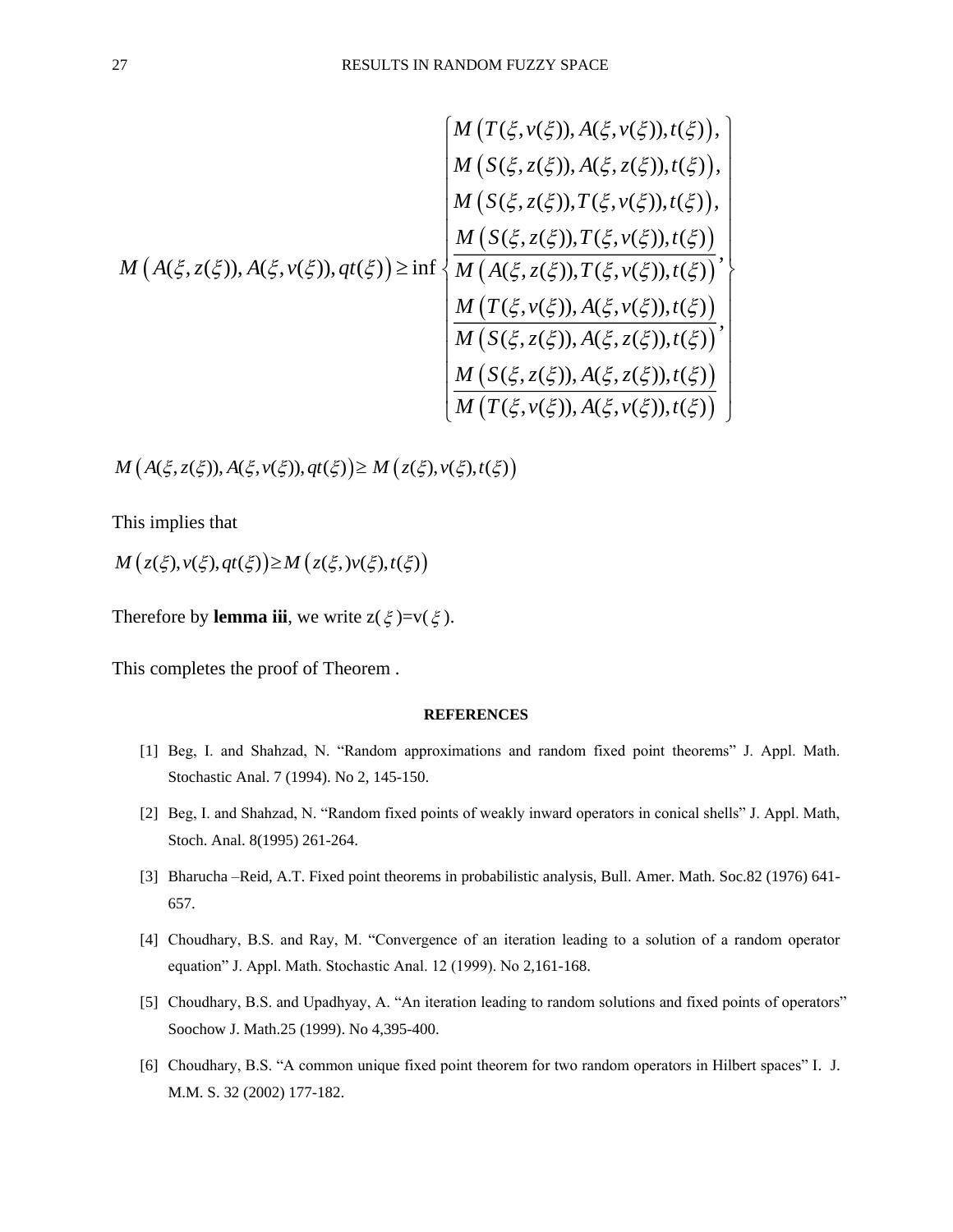$$M\left(A(\xi, z(\xi)), A(\xi, v(\xi)), qt(\xi)\right) \geq \inf \left\{ \begin{array}{l} M\left(T(\xi, v(\xi)), A(\xi, v(\xi)), t(\xi)\right), \\ M\left(S(\xi, z(\xi)), A(\xi, z(\xi)), t(\xi)\right), \\ M\left(S(\xi, z(\xi)), T(\xi, v(\xi)), t(\xi)\right), \\ \dfrac{M\left(S(\xi, z(\xi)), T(\xi, v(\xi)), t(\xi)\right)}{M\left(A(\xi, z(\xi)), T(\xi, v(\xi)), t(\xi)\right)}, \\ \dfrac{M\left(T(\xi, v(\xi)), A(\xi, v(\xi)), t(\xi)\right)}{M\left(S(\xi, z(\xi)), A(\xi, z(\xi)), t(\xi)\right)}, \\ \dfrac{M\left(S(\xi, z(\xi)), A(\xi, z(\xi)), t(\xi)\right)}{M\left(T(\xi, v(\xi)), A(\xi, v(\xi)), t(\xi)\right)} \end{array} \right\}$$

$$M\left(A(\xi, z(\xi)), A(\xi, v(\xi)), qt(\xi)\right) \geq M\left(z(\xi), v(\xi), t(\xi)\right)$$

This implies that

$$M\left(z(\xi), v(\xi), qt(\xi)\right) \geq M\left(z(\xi,)v(\xi), t(\xi)\right)$$

Therefore by **lemma iii**, we write $z(\xi)=v(\xi)$.

This completes the proof of Theorem .

## REFERENCES

[1] Beg, I. and Shahzad, N. "Random approximations and random fixed point theorems" J. Appl. Math. Stochastic Anal. 7 (1994). No 2, 145-150.

[2] Beg, I. and Shahzad, N. "Random fixed points of weakly inward operators in conical shells" J. Appl. Math, Stoch. Anal. 8(1995) 261-264.

[3] Bharucha –Reid, A.T. Fixed point theorems in probabilistic analysis, Bull. Amer. Math. Soc.82 (1976) 641-657.

[4] Choudhary, B.S. and Ray, M. "Convergence of an iteration leading to a solution of a random operator equation" J. Appl. Math. Stochastic Anal. 12 (1999). No 2,161-168.

[5] Choudhary, B.S. and Upadhyay, A. "An iteration leading to random solutions and fixed points of operators" Soochow J. Math.25 (1999). No 4,395-400.

[6] Choudhary, B.S. "A common unique fixed point theorem for two random operators in Hilbert spaces" I. J. M.M. S. 32 (2002) 177-182.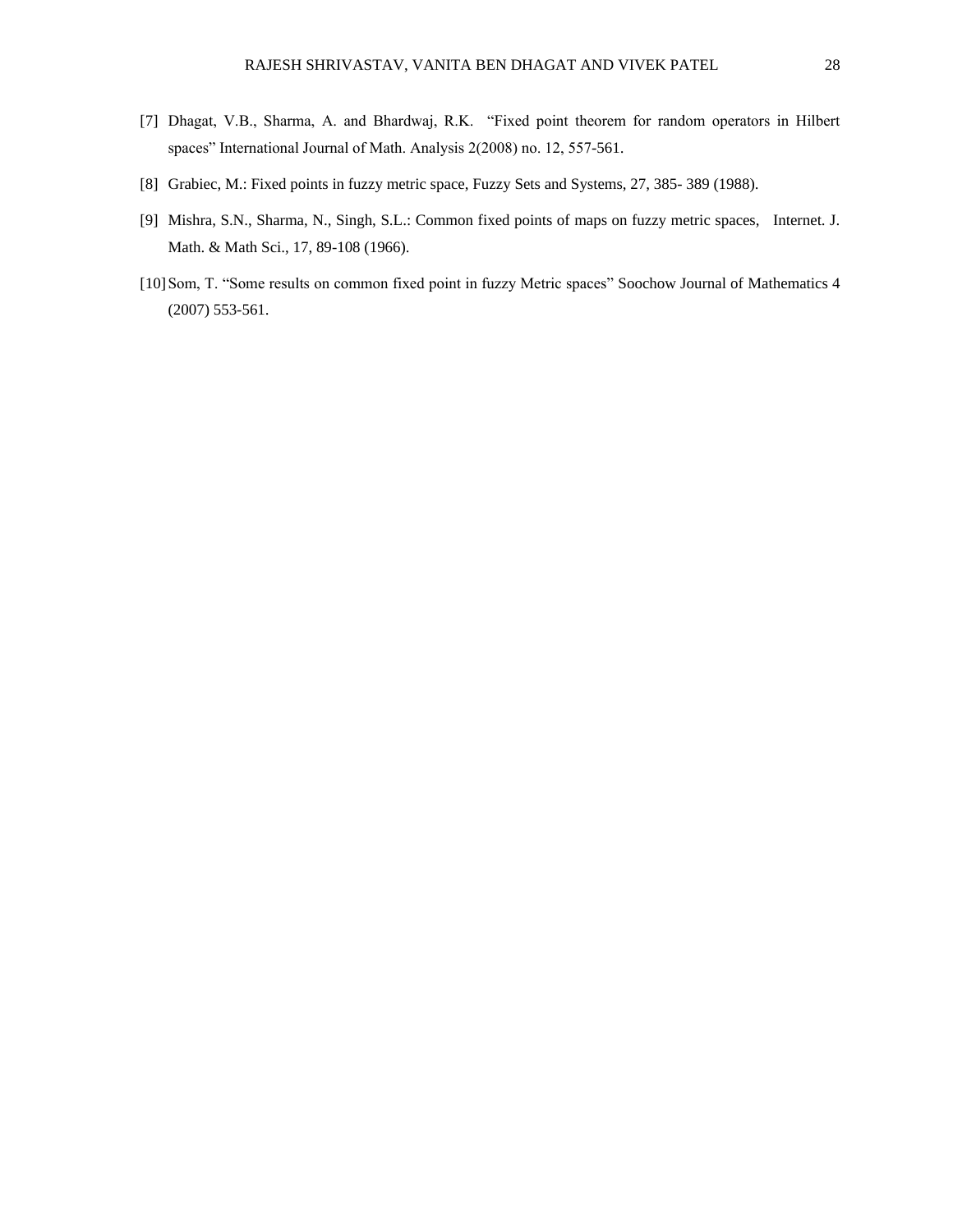[7] Dhagat, V.B., Sharma, A. and Bhardwaj, R.K. "Fixed point theorem for random operators in Hilbert spaces" International Journal of Math. Analysis 2(2008) no. 12, 557-561.

[8] Grabiec, M.: Fixed points in fuzzy metric space, Fuzzy Sets and Systems, 27, 385- 389 (1988).

[9] Mishra, S.N., Sharma, N., Singh, S.L.: Common fixed points of maps on fuzzy metric spaces, Internet. J. Math. & Math Sci., 17, 89-108 (1966).

[10] Som, T. "Some results on common fixed point in fuzzy Metric spaces" Soochow Journal of Mathematics 4 (2007) 553-561.